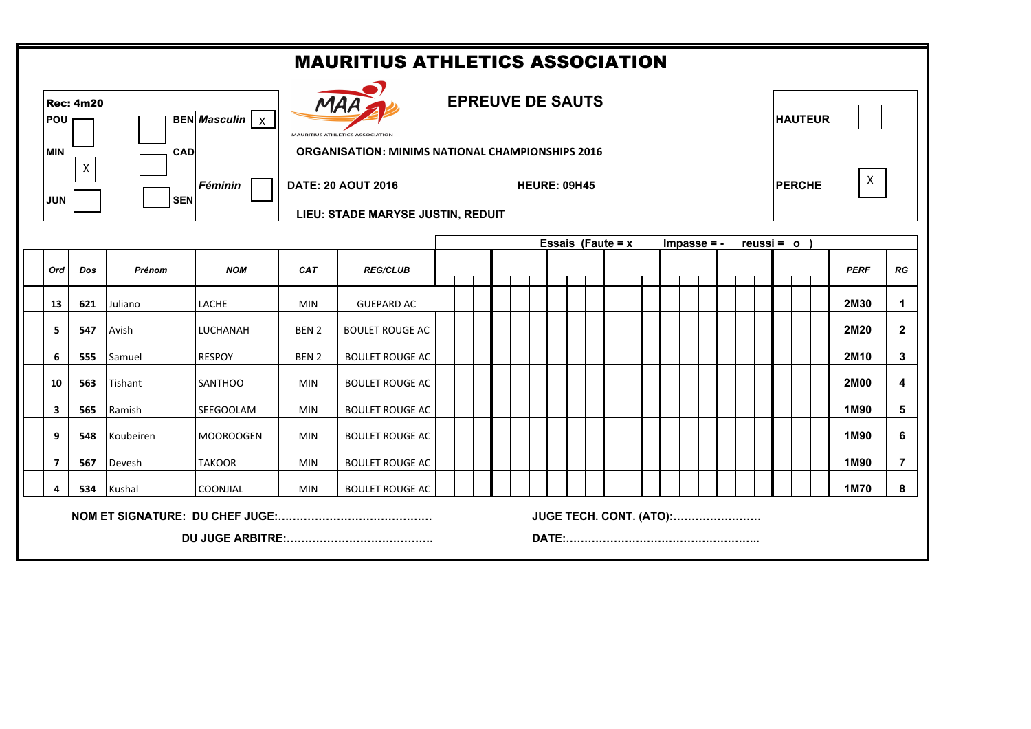# MAURITIUS ATHLETICS ASSOCIATION

**Rec: 4m20**

| | | | | |
|---|---|---|---|---|
| **POU** | | **BEN** | ***Masculin*** | X |
| **MIN** | X | **CAD** | | |
| **JUN** | | **SEN** | ***Féminin*** | |

MAA
MAURITIUS ATHLETICS ASSOCIATION

## EPREUVE DE SAUTS

**ORGANISATION: MINIMS NATIONAL CHAMPIONSHIPS 2016**

**DATE: 20 AOUT 2016** **HEURE: 09H45**

**LIEU: STADE MARYSE JUSTIN, REDUIT**

| | |
|---|---|
| **HAUTEUR** | |
| **PERCHE** | X |

**Essais (Faute = x Impasse = - reussi = o )**

| *Ord* | *Dos* | *Prénom* | *NOM* | *CAT* | *REG/CLUB* | *PERF* | *RG* |
|---|---|---|---|---|---|---|---|
| 13 | 621 | Juliano | LACHE | MIN | GUEPARD AC | 2M30 | 1 |
| 5 | 547 | Avish | LUCHANAH | BEN 2 | BOULET ROUGE AC | 2M20 | 2 |
| 6 | 555 | Samuel | RESPOY | BEN 2 | BOULET ROUGE AC | 2M10 | 3 |
| 10 | 563 | Tishant | SANTHOO | MIN | BOULET ROUGE AC | 2M00 | 4 |
| 3 | 565 | Ramish | SEEGOOLAM | MIN | BOULET ROUGE AC | 1M90 | 5 |
| 9 | 548 | Koubeiren | MOOROOGEN | MIN | BOULET ROUGE AC | 1M90 | 6 |
| 7 | 567 | Devesh | TAKOOR | MIN | BOULET ROUGE AC | 1M90 | 7 |
| 4 | 534 | Kushal | COONJIAL | MIN | BOULET ROUGE AC | 1M70 | 8 |

**NOM ET SIGNATURE: DU CHEF JUGE:……………………………………** **JUGE TECH. CONT. (ATO):……………………**

**DU JUGE ARBITRE:…………………………………** **DATE:……………………………………………..**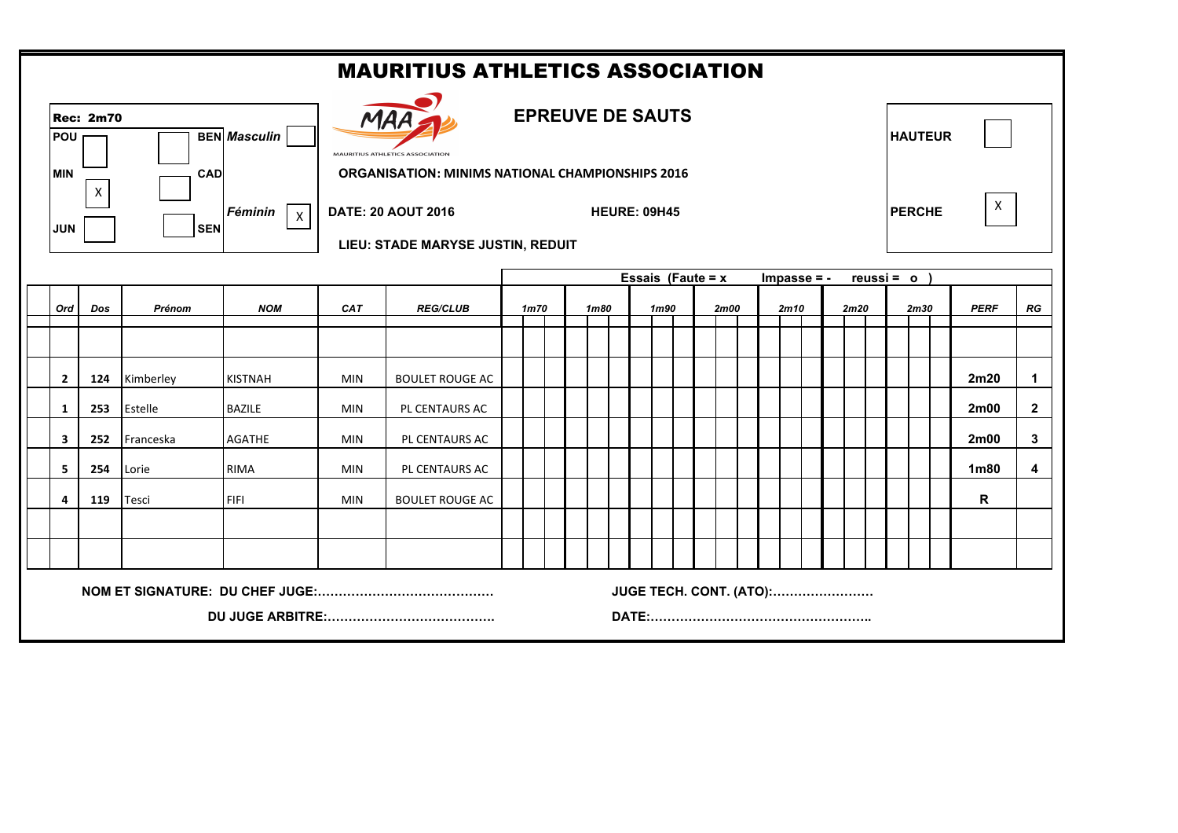# MAURITIUS ATHLETICS ASSOCIATION

**Rec: 2m70**

| POU | | BEN | *Masculin* | |
|---|---|---|---|---|
| MIN | X | CAD | | |
| JUN | | SEN | *Féminin* | X |

MAURITIUS ATHLETICS ASSOCIATION

## EPREUVE DE SAUTS

**ORGANISATION: MINIMS NATIONAL CHAMPIONSHIPS 2016**

**DATE: 20 AOUT 2016** **HEURE: 09H45**

**LIEU: STADE MARYSE JUSTIN, REDUIT**

| HAUTEUR | |
|---|---|
| PERCHE | X |

**Essais (Faute = x Impasse = - reussi = o )**

| *Ord* | *Dos* | *Prénom* | *NOM* | *CAT* | *REG/CLUB* | *1m70* | *1m80* | *1m90* | *2m00* | *2m10* | *2m20* | *2m30* | *PERF* | *RG* |
|---|---|---|---|---|---|---|---|---|---|---|---|---|---|---|
| | | | | | | | | | | | | | | |
| 2 | 124 | Kimberley | KISTNAH | MIN | BOULET ROUGE AC | | | | | | | | 2m20 | 1 |
| 1 | 253 | Estelle | BAZILE | MIN | PL CENTAURS AC | | | | | | | | 2m00 | 2 |
| 3 | 252 | Franceska | AGATHE | MIN | PL CENTAURS AC | | | | | | | | 2m00 | 3 |
| 5 | 254 | Lorie | RIMA | MIN | PL CENTAURS AC | | | | | | | | 1m80 | 4 |
| 4 | 119 | Tesci | FIFI | MIN | BOULET ROUGE AC | | | | | | | | R | |
| | | | | | | | | | | | | | | |
| | | | | | | | | | | | | | | |

**NOM ET SIGNATURE: DU CHEF JUGE:………………………………….** **JUGE TECH. CONT. (ATO):……………………**

**DU JUGE ARBITRE:………………………………….** **DATE:……………………………………………..**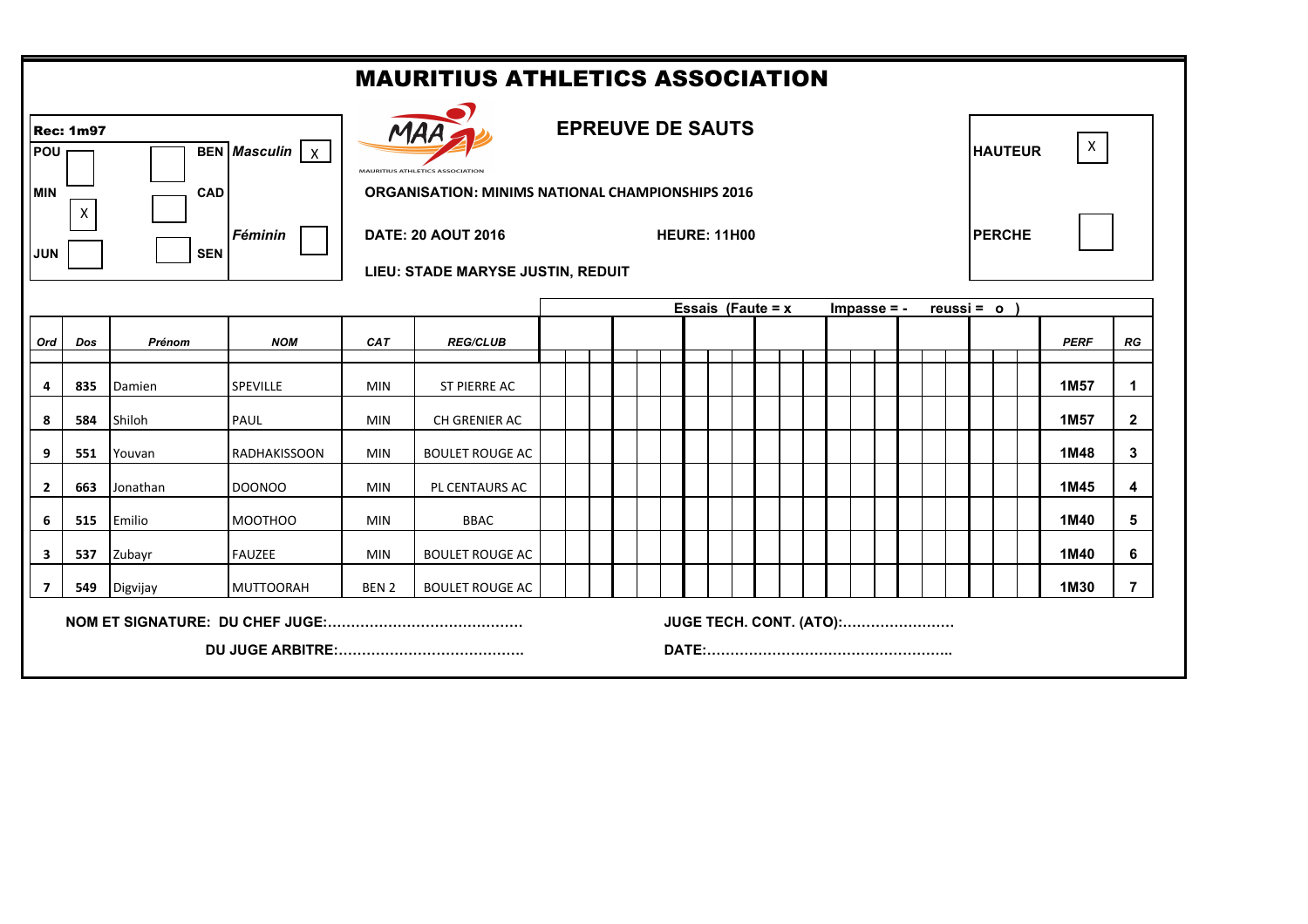# MAURITIUS ATHLETICS ASSOCIATION

**Rec: 1m97**

| | | | | |
|---|---|---|---|---|
| POU | | BEN | *Masculin* | X |
| MIN | X | CAD | | |
| JUN | | SEN | *Féminin* | |

## EPREUVE DE SAUTS

**ORGANISATION: MINIMS NATIONAL CHAMPIONSHIPS 2016**

**DATE: 20 AOUT 2016** **HEURE: 11H00**

**LIEU: STADE MARYSE JUSTIN, REDUIT**

| | |
|---|---|
| HAUTEUR | X |
| PERCHE | |

| Ord | Dos | Prénom | NOM | CAT | REG/CLUB | Essais (Faute = x Impasse = - reussi = o ) | | | | | | | PERF | RG |
|---|---|---|---|---|---|---|---|---|---|---|---|---|---|---|
| 4 | 835 | Damien | SPEVILLE | MIN | ST PIERRE AC | | | | | | | | 1M57 | 1 |
| 8 | 584 | Shiloh | PAUL | MIN | CH GRENIER AC | | | | | | | | 1M57 | 2 |
| 9 | 551 | Youvan | RADHAKISSOON | MIN | BOULET ROUGE AC | | | | | | | | 1M48 | 3 |
| 2 | 663 | Jonathan | DOONOO | MIN | PL CENTAURS AC | | | | | | | | 1M45 | 4 |
| 6 | 515 | Emilio | MOOTHOO | MIN | BBAC | | | | | | | | 1M40 | 5 |
| 3 | 537 | Zubayr | FAUZEE | MIN | BOULET ROUGE AC | | | | | | | | 1M40 | 6 |
| 7 | 549 | Digvijay | MUTTOORAH | BEN 2 | BOULET ROUGE AC | | | | | | | | 1M30 | 7 |

**NOM ET SIGNATURE: DU CHEF JUGE:……………………………………**

**DU JUGE ARBITRE:………………………………….**

**JUGE TECH. CONT. (ATO):……………………**

**DATE:…………………………………………….**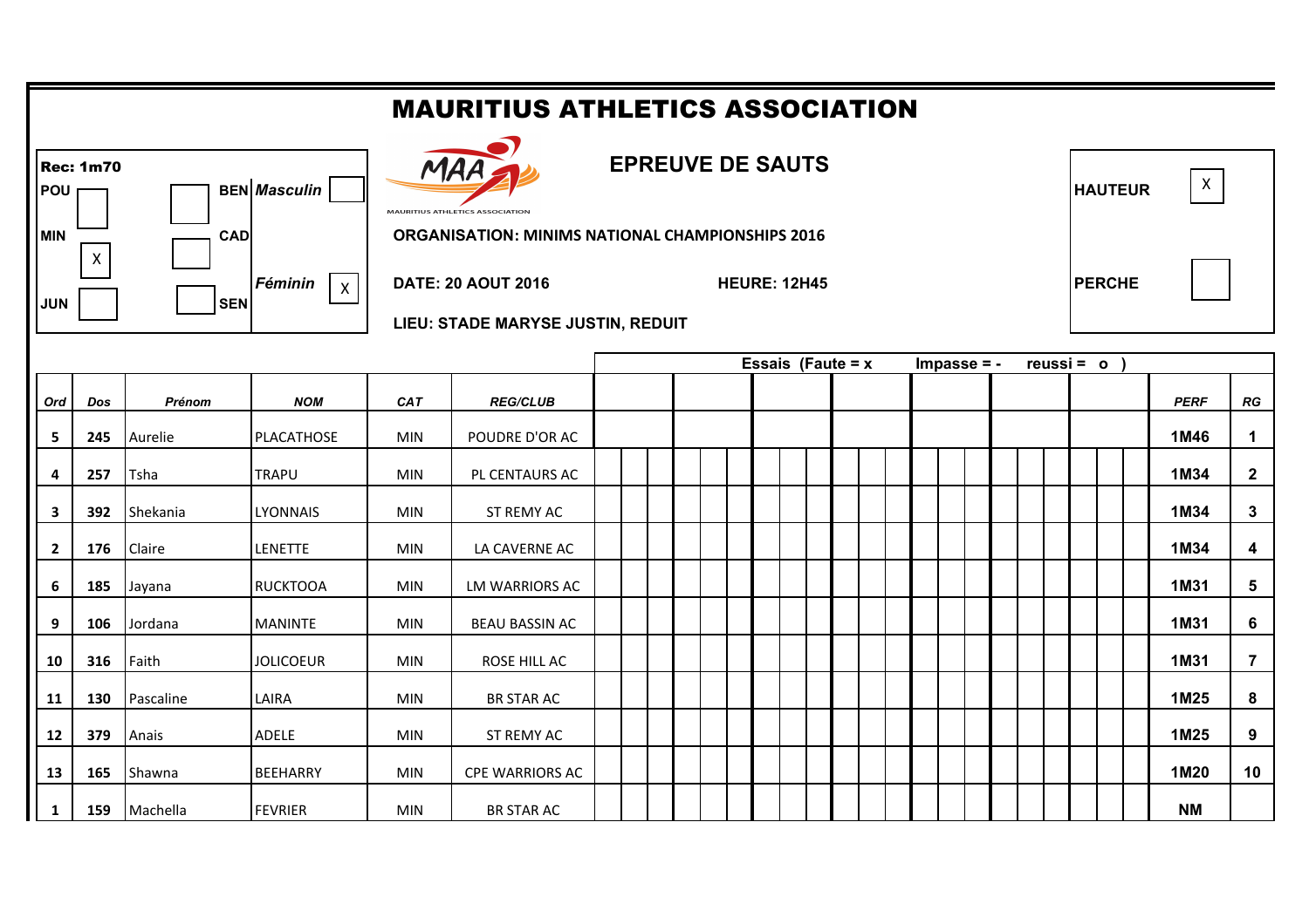# MAURITIUS ATHLETICS ASSOCIATION

**Rec: 1m70**

| | | | | |
|---|---|---|---|---|
| **POU** | [ ] | [ ] | **BEN** | ***Masculin*** [ ] |
| **MIN** | [X] | [ ] | **CAD** | |
| **JUN** | [ ] | [ ] | **SEN** | ***Féminin*** [X] |

MAURITIUS ATHLETICS ASSOCIATION

## EPREUVE DE SAUTS

**ORGANISATION: MINIMS NATIONAL CHAMPIONSHIPS 2016**

**DATE: 20 AOUT 2016** **HEURE: 12H45**

**LIEU: STADE MARYSE JUSTIN, REDUIT**

| | |
|---|---|
| **HAUTEUR** | X |
| **PERCHE** | |

| *Ord* | *Dos* | *Prénom* | *NOM* | *CAT* | *REG/CLUB* | **Essais (Faute = x Impasse = - reussi = o )** | | | | | | | *PERF* | *RG* |
|---|---|---|---|---|---|---|---|---|---|---|---|---|---|---|
| **5** | **245** | Aurelie | PLACATHOSE | MIN | POUDRE D'OR AC | | | | | | | | **1M46** | **1** |
| **4** | **257** | Tsha | TRAPU | MIN | PL CENTAURS AC | | | | | | | | **1M34** | **2** |
| **3** | **392** | Shekania | LYONNAIS | MIN | ST REMY AC | | | | | | | | **1M34** | **3** |
| **2** | **176** | Claire | LENETTE | MIN | LA CAVERNE AC | | | | | | | | **1M34** | **4** |
| **6** | **185** | Jayana | RUCKTOOA | MIN | LM WARRIORS AC | | | | | | | | **1M31** | **5** |
| **9** | **106** | Jordana | MANINTE | MIN | BEAU BASSIN AC | | | | | | | | **1M31** | **6** |
| **10** | **316** | Faith | JOLICOEUR | MIN | ROSE HILL AC | | | | | | | | **1M31** | **7** |
| **11** | **130** | Pascaline | LAIRA | MIN | BR STAR AC | | | | | | | | **1M25** | **8** |
| **12** | **379** | Anais | ADELE | MIN | ST REMY AC | | | | | | | | **1M25** | **9** |
| **13** | **165** | Shawna | BEEHARRY | MIN | CPE WARRIORS AC | | | | | | | | **1M20** | **10** |
| **1** | **159** | Machella | FEVRIER | MIN | BR STAR AC | | | | | | | | **NM** | |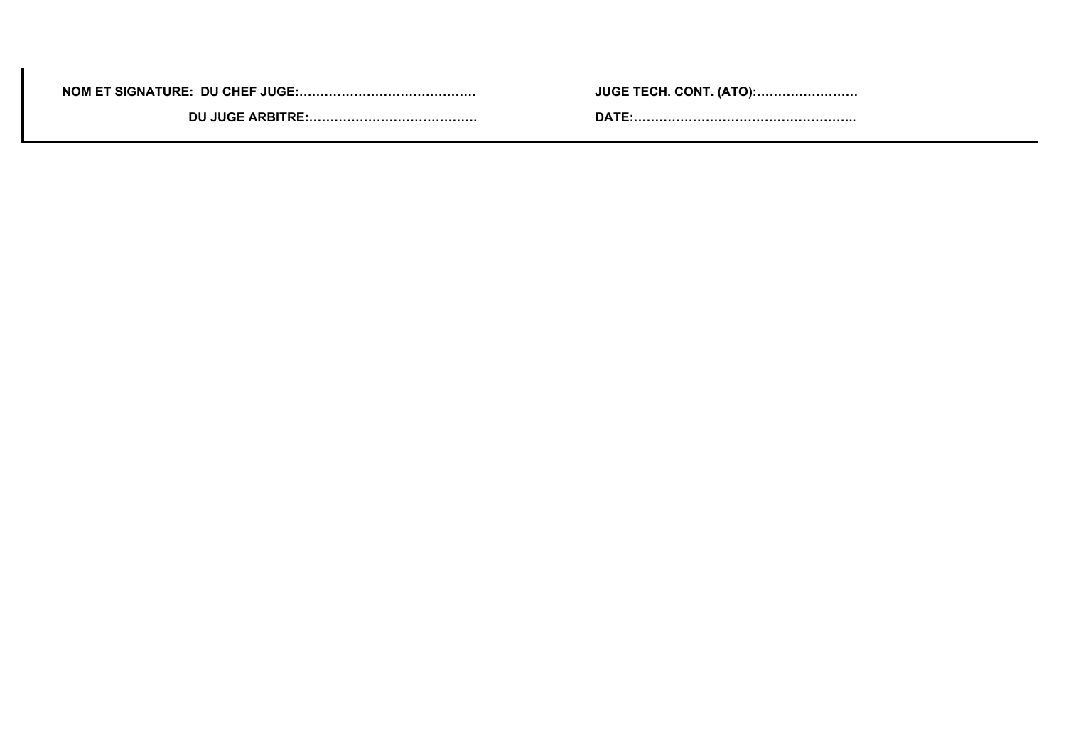**NOM ET SIGNATURE: DU CHEF JUGE:……………………………………**

**DU JUGE ARBITRE:…………………………………**

**JUGE TECH. CONT. (ATO):……………………**

**DATE:……………………………………………..**